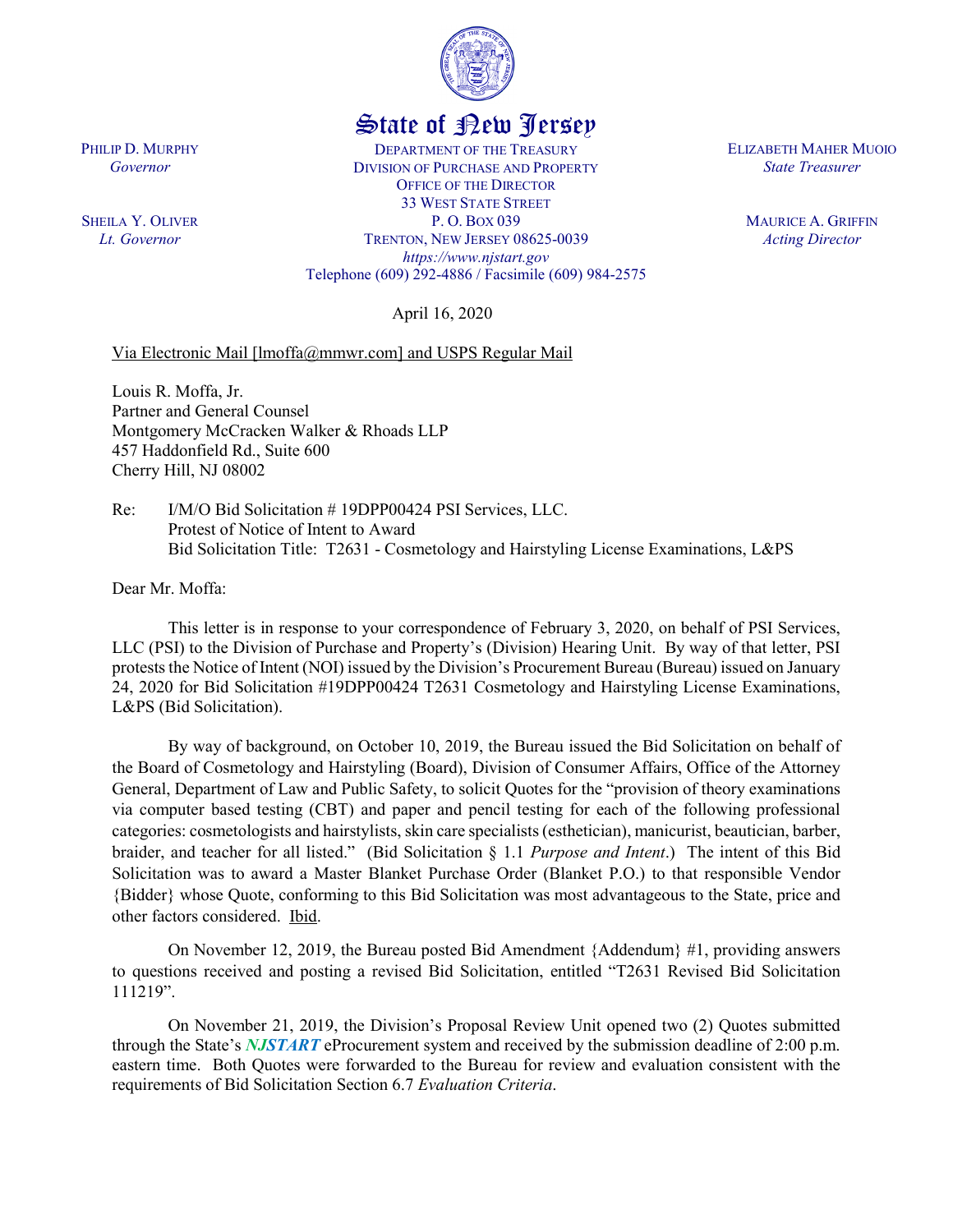# State of New Jersey

PHILIP D. MURPHY
*Governor*

SHEILA Y. OLIVER
*Lt. Governor*

DEPARTMENT OF THE TREASURY
DIVISION OF PURCHASE AND PROPERTY
OFFICE OF THE DIRECTOR
33 WEST STATE STREET
P. O. BOX 039
TRENTON, NEW JERSEY 08625-0039
*https://www.njstart.gov*
Telephone (609) 292-4886 / Facsimile (609) 984-2575

ELIZABETH MAHER MUOIO
*State Treasurer*

MAURICE A. GRIFFIN
*Acting Director*

April 16, 2020

Via Electronic Mail [lmoffa@mmwr.com] and USPS Regular Mail

Louis R. Moffa, Jr.
Partner and General Counsel
Montgomery McCracken Walker & Rhoads LLP
457 Haddonfield Rd., Suite 600
Cherry Hill, NJ 08002

Re: I/M/O Bid Solicitation # 19DPP00424 PSI Services, LLC.
Protest of Notice of Intent to Award
Bid Solicitation Title: T2631 - Cosmetology and Hairstyling License Examinations, L&PS

Dear Mr. Moffa:

This letter is in response to your correspondence of February 3, 2020, on behalf of PSI Services, LLC (PSI) to the Division of Purchase and Property's (Division) Hearing Unit. By way of that letter, PSI protests the Notice of Intent (NOI) issued by the Division's Procurement Bureau (Bureau) issued on January 24, 2020 for Bid Solicitation #19DPP00424 T2631 Cosmetology and Hairstyling License Examinations, L&PS (Bid Solicitation).

By way of background, on October 10, 2019, the Bureau issued the Bid Solicitation on behalf of the Board of Cosmetology and Hairstyling (Board), Division of Consumer Affairs, Office of the Attorney General, Department of Law and Public Safety, to solicit Quotes for the "provision of theory examinations via computer based testing (CBT) and paper and pencil testing for each of the following professional categories: cosmetologists and hairstylists, skin care specialists (esthetician), manicurist, beautician, barber, braider, and teacher for all listed." (Bid Solicitation § 1.1 *Purpose and Intent*.) The intent of this Bid Solicitation was to award a Master Blanket Purchase Order (Blanket P.O.) to that responsible Vendor {Bidder} whose Quote, conforming to this Bid Solicitation was most advantageous to the State, price and other factors considered. Ibid.

On November 12, 2019, the Bureau posted Bid Amendment {Addendum} #1, providing answers to questions received and posting a revised Bid Solicitation, entitled "T2631 Revised Bid Solicitation 111219".

On November 21, 2019, the Division's Proposal Review Unit opened two (2) Quotes submitted through the State's ***NJSTART*** eProcurement system and received by the submission deadline of 2:00 p.m. eastern time. Both Quotes were forwarded to the Bureau for review and evaluation consistent with the requirements of Bid Solicitation Section 6.7 *Evaluation Criteria*.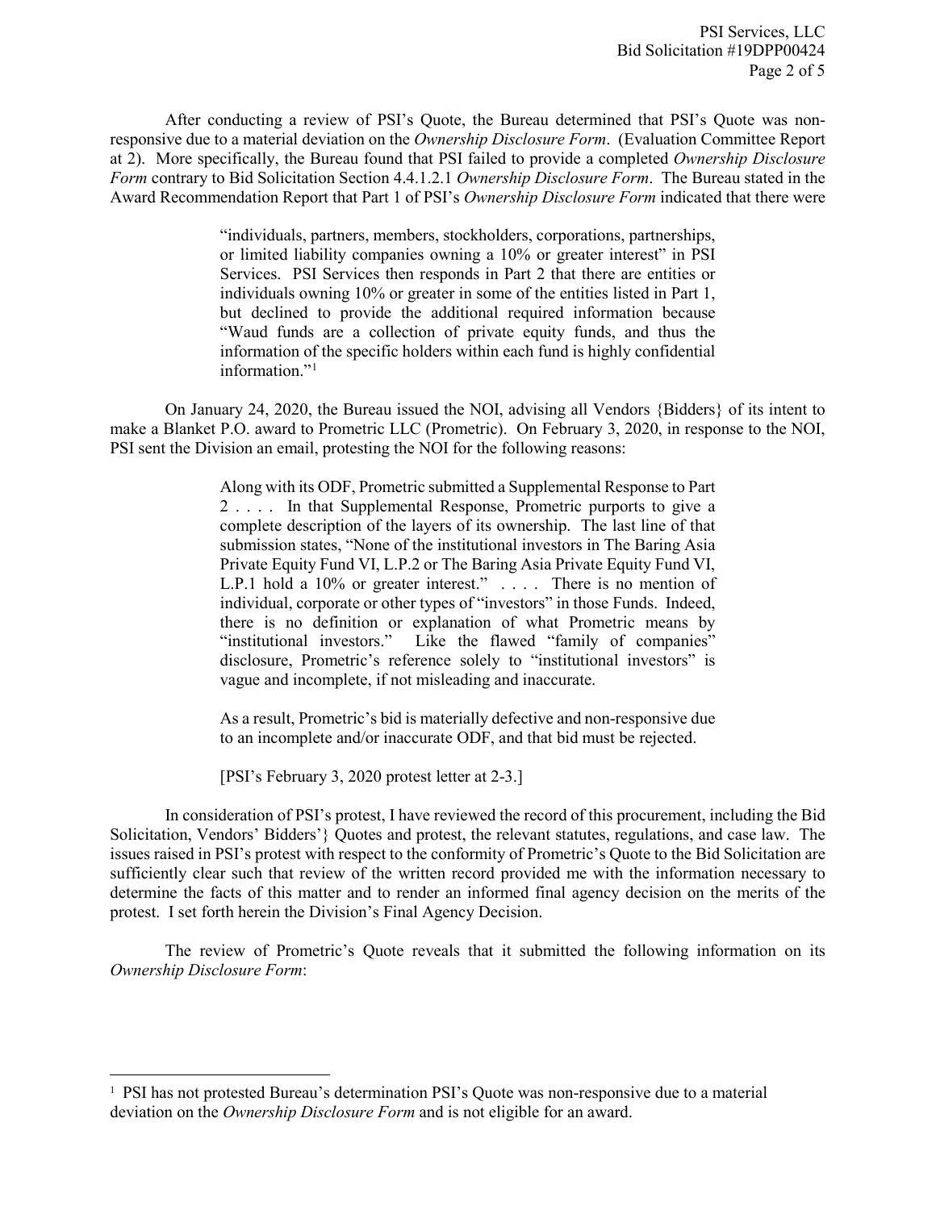After conducting a review of PSI's Quote, the Bureau determined that PSI's Quote was non-responsive due to a material deviation on the *Ownership Disclosure Form*. (Evaluation Committee Report at 2). More specifically, the Bureau found that PSI failed to provide a completed *Ownership Disclosure Form* contrary to Bid Solicitation Section 4.4.1.2.1 *Ownership Disclosure Form*. The Bureau stated in the Award Recommendation Report that Part 1 of PSI's *Ownership Disclosure Form* indicated that there were

> "individuals, partners, members, stockholders, corporations, partnerships, or limited liability companies owning a 10% or greater interest" in PSI Services. PSI Services then responds in Part 2 that there are entities or individuals owning 10% or greater in some of the entities listed in Part 1, but declined to provide the additional required information because "Waud funds are a collection of private equity funds, and thus the information of the specific holders within each fund is highly confidential information."[1]

On January 24, 2020, the Bureau issued the NOI, advising all Vendors {Bidders} of its intent to make a Blanket P.O. award to Prometric LLC (Prometric). On February 3, 2020, in response to the NOI, PSI sent the Division an email, protesting the NOI for the following reasons:

> Along with its ODF, Prometric submitted a Supplemental Response to Part 2 . . . . In that Supplemental Response, Prometric purports to give a complete description of the layers of its ownership. The last line of that submission states, "None of the institutional investors in The Baring Asia Private Equity Fund VI, L.P.2 or The Baring Asia Private Equity Fund VI, L.P.1 hold a 10% or greater interest." . . . . There is no mention of individual, corporate or other types of "investors" in those Funds. Indeed, there is no definition or explanation of what Prometric means by "institutional investors." Like the flawed "family of companies" disclosure, Prometric's reference solely to "institutional investors" is vague and incomplete, if not misleading and inaccurate.
>
> As a result, Prometric's bid is materially defective and non-responsive due to an incomplete and/or inaccurate ODF, and that bid must be rejected.
>
> [PSI's February 3, 2020 protest letter at 2-3.]

In consideration of PSI's protest, I have reviewed the record of this procurement, including the Bid Solicitation, Vendors' Bidders'} Quotes and protest, the relevant statutes, regulations, and case law. The issues raised in PSI's protest with respect to the conformity of Prometric's Quote to the Bid Solicitation are sufficiently clear such that review of the written record provided me with the information necessary to determine the facts of this matter and to render an informed final agency decision on the merits of the protest. I set forth herein the Division's Final Agency Decision.

The review of Prometric's Quote reveals that it submitted the following information on its *Ownership Disclosure Form*:

---

[1] PSI has not protested Bureau's determination PSI's Quote was non-responsive due to a material deviation on the *Ownership Disclosure Form* and is not eligible for an award.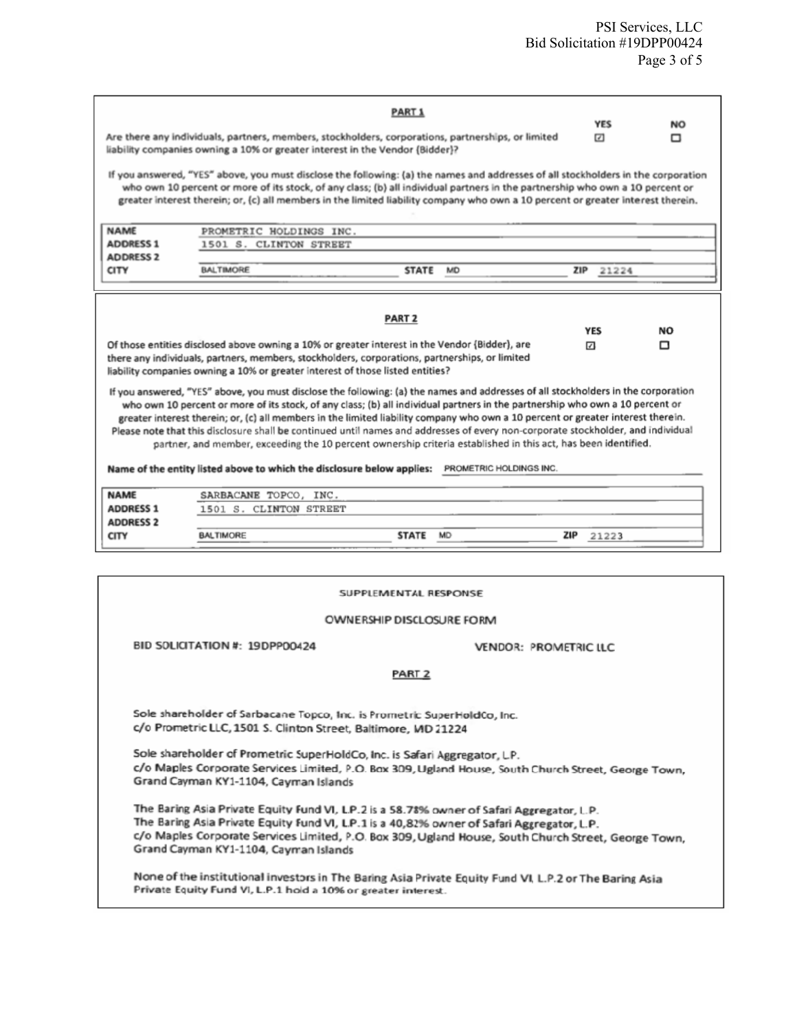## PART 1

| | YES | NO |
|---|---|---|
| Are there any individuals, partners, members, stockholders, corporations, partnerships, or limited liability companies owning a 10% or greater interest in the Vendor (Bidder)? | ☑ | ☐ |

If you answered, "YES" above, you must disclose the following: (a) the names and addresses of all stockholders in the corporation who own 10 percent or more of its stock, of any class; (b) all individual partners in the partnership who own a 10 percent or greater interest therein; or, (c) all members in the limited liability company who own a 10 percent or greater interest therein.

| | | | | | |
|---|---|---|---|---|---|
| NAME | PROMETRIC HOLDINGS INC. | | | | |
| ADDRESS 1 | 1501 S. CLINTON STREET | | | | |
| ADDRESS 2 | | | | | |
| CITY | BALTIMORE | STATE | MD | ZIP | 21224 |

## PART 2

| | YES | NO |
|---|---|---|
| Of those entities disclosed above owning a 10% or greater interest in the Vendor (Bidder), are there any individuals, partners, members, stockholders, corporations, partnerships, or limited liability companies owning a 10% or greater interest of those listed entities? | ☑ | ☐ |

If you answered, "YES" above, you must disclose the following: (a) the names and addresses of all stockholders in the corporation who own 10 percent or more of its stock, of any class; (b) all individual partners in the partnership who own a 10 percent or greater interest therein; or, (c) all members in the limited liability company who own a 10 percent or greater interest therein. Please note that this disclosure shall be continued until names and addresses of every non-corporate stockholder, and individual partner, and member, exceeding the 10 percent ownership criteria established in this act, has been identified.

**Name of the entity listed above to which the disclosure below applies:** PROMETRIC HOLDINGS INC.

| | | | | | |
|---|---|---|---|---|---|
| NAME | SARBACANE TOPCO, INC. | | | | |
| ADDRESS 1 | 1501 S. CLINTON STREET | | | | |
| ADDRESS 2 | | | | | |
| CITY | BALTIMORE | STATE | MD | ZIP | 21223 |

## SUPPLEMENTAL RESPONSE

### OWNERSHIP DISCLOSURE FORM

BID SOLICITATION #: 19DPP00424 VENDOR: PROMETRIC LLC

#### PART 2

Sole shareholder of Sarbacane Topco, Inc. is Prometric SuperHoldCo, Inc.
c/o Prometric LLC, 1501 S. Clinton Street, Baltimore, MD 21224

Sole shareholder of Prometric SuperHoldCo, Inc. is Safari Aggregator, L.P.
c/o Maples Corporate Services Limited, P.O. Box 309, Ugland House, South Church Street, George Town, Grand Cayman KY1-1104, Cayman Islands

The Baring Asia Private Equity Fund VI, L.P.2 is a 58.78% owner of Safari Aggregator, L.P.
The Baring Asia Private Equity Fund VI, L.P.1 is a 40.82% owner of Safari Aggregator, L.P.
c/o Maples Corporate Services Limited, P.O. Box 309, Ugland House, South Church Street, George Town, Grand Cayman KY1-1104, Cayman Islands

None of the institutional investors in The Baring Asia Private Equity Fund VI, L.P.2 or The Baring Asia Private Equity Fund VI, L.P.1 hold a 10% or greater interest.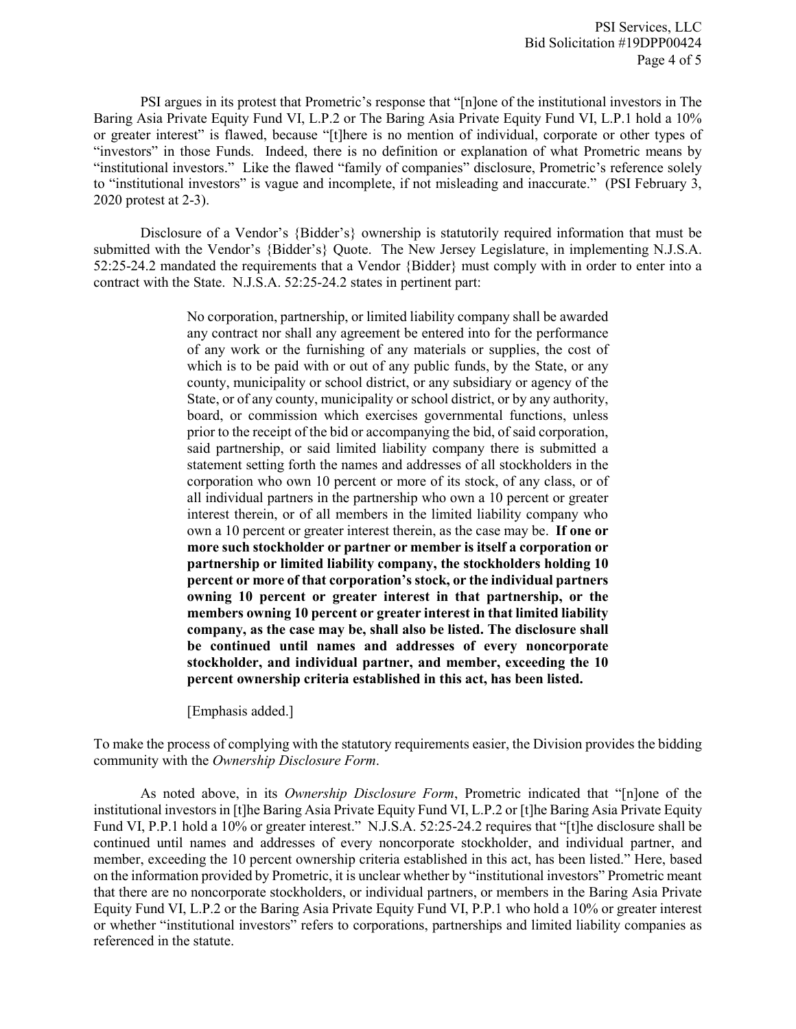PSI argues in its protest that Prometric's response that "[n]one of the institutional investors in The Baring Asia Private Equity Fund VI, L.P.2 or The Baring Asia Private Equity Fund VI, L.P.1 hold a 10% or greater interest" is flawed, because "[t]here is no mention of individual, corporate or other types of "investors" in those Funds. Indeed, there is no definition or explanation of what Prometric means by "institutional investors." Like the flawed "family of companies" disclosure, Prometric's reference solely to "institutional investors" is vague and incomplete, if not misleading and inaccurate." (PSI February 3, 2020 protest at 2-3).

Disclosure of a Vendor's {Bidder's} ownership is statutorily required information that must be submitted with the Vendor's {Bidder's} Quote. The New Jersey Legislature, in implementing N.J.S.A. 52:25-24.2 mandated the requirements that a Vendor {Bidder} must comply with in order to enter into a contract with the State. N.J.S.A. 52:25-24.2 states in pertinent part:

> No corporation, partnership, or limited liability company shall be awarded any contract nor shall any agreement be entered into for the performance of any work or the furnishing of any materials or supplies, the cost of which is to be paid with or out of any public funds, by the State, or any county, municipality or school district, or any subsidiary or agency of the State, or of any county, municipality or school district, or by any authority, board, or commission which exercises governmental functions, unless prior to the receipt of the bid or accompanying the bid, of said corporation, said partnership, or said limited liability company there is submitted a statement setting forth the names and addresses of all stockholders in the corporation who own 10 percent or more of its stock, of any class, or of all individual partners in the partnership who own a 10 percent or greater interest therein, or of all members in the limited liability company who own a 10 percent or greater interest therein, as the case may be. **If one or more such stockholder or partner or member is itself a corporation or partnership or limited liability company, the stockholders holding 10 percent or more of that corporation's stock, or the individual partners owning 10 percent or greater interest in that partnership, or the members owning 10 percent or greater interest in that limited liability company, as the case may be, shall also be listed. The disclosure shall be continued until names and addresses of every noncorporate stockholder, and individual partner, and member, exceeding the 10 percent ownership criteria established in this act, has been listed.**
>
> [Emphasis added.]

To make the process of complying with the statutory requirements easier, the Division provides the bidding community with the *Ownership Disclosure Form*.

As noted above, in its *Ownership Disclosure Form*, Prometric indicated that "[n]one of the institutional investors in [t]he Baring Asia Private Equity Fund VI, L.P.2 or [t]he Baring Asia Private Equity Fund VI, P.P.1 hold a 10% or greater interest." N.J.S.A. 52:25-24.2 requires that "[t]he disclosure shall be continued until names and addresses of every noncorporate stockholder, and individual partner, and member, exceeding the 10 percent ownership criteria established in this act, has been listed." Here, based on the information provided by Prometric, it is unclear whether by "institutional investors" Prometric meant that there are no noncorporate stockholders, or individual partners, or members in the Baring Asia Private Equity Fund VI, L.P.2 or the Baring Asia Private Equity Fund VI, P.P.1 who hold a 10% or greater interest or whether "institutional investors" refers to corporations, partnerships and limited liability companies as referenced in the statute.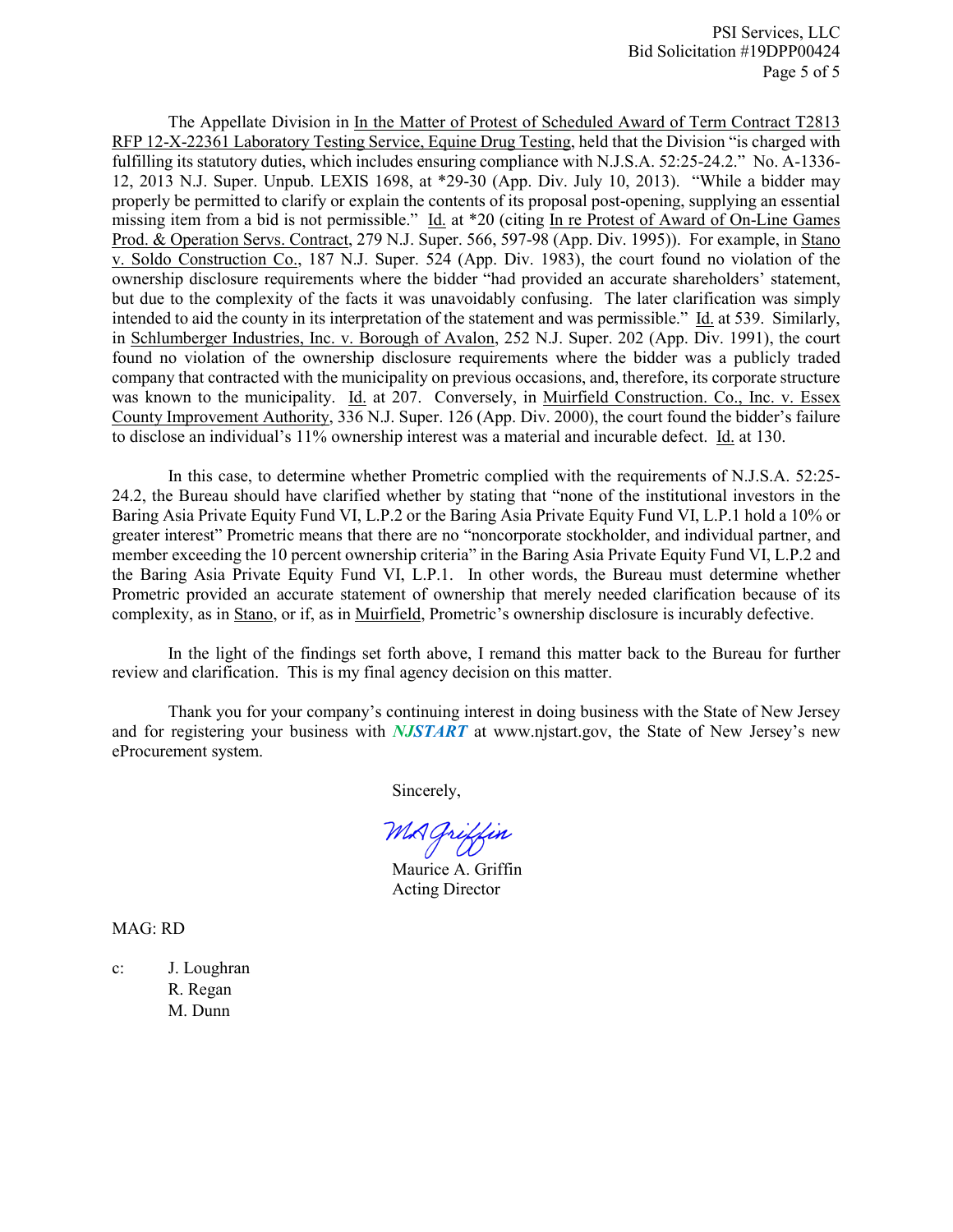The Appellate Division in In the Matter of Protest of Scheduled Award of Term Contract T2813 RFP 12-X-22361 Laboratory Testing Service, Equine Drug Testing, held that the Division "is charged with fulfilling its statutory duties, which includes ensuring compliance with N.J.S.A. 52:25-24.2." No. A-1336-12, 2013 N.J. Super. Unpub. LEXIS 1698, at *29-30 (App. Div. July 10, 2013). "While a bidder may properly be permitted to clarify or explain the contents of its proposal post-opening, supplying an essential missing item from a bid is not permissible." Id. at *20 (citing In re Protest of Award of On-Line Games Prod. & Operation Servs. Contract, 279 N.J. Super. 566, 597-98 (App. Div. 1995)). For example, in Stano v. Soldo Construction Co., 187 N.J. Super. 524 (App. Div. 1983), the court found no violation of the ownership disclosure requirements where the bidder "had provided an accurate shareholders' statement, but due to the complexity of the facts it was unavoidably confusing. The later clarification was simply intended to aid the county in its interpretation of the statement and was permissible." Id. at 539. Similarly, in Schlumberger Industries, Inc. v. Borough of Avalon, 252 N.J. Super. 202 (App. Div. 1991), the court found no violation of the ownership disclosure requirements where the bidder was a publicly traded company that contracted with the municipality on previous occasions, and, therefore, its corporate structure was known to the municipality. Id. at 207. Conversely, in Muirfield Construction. Co., Inc. v. Essex County Improvement Authority, 336 N.J. Super. 126 (App. Div. 2000), the court found the bidder's failure to disclose an individual's 11% ownership interest was a material and incurable defect. Id. at 130.

In this case, to determine whether Prometric complied with the requirements of N.J.S.A. 52:25-24.2, the Bureau should have clarified whether by stating that "none of the institutional investors in the Baring Asia Private Equity Fund VI, L.P.2 or the Baring Asia Private Equity Fund VI, L.P.1 hold a 10% or greater interest" Prometric means that there are no "noncorporate stockholder, and individual partner, and member exceeding the 10 percent ownership criteria" in the Baring Asia Private Equity Fund VI, L.P.2 and the Baring Asia Private Equity Fund VI, L.P.1. In other words, the Bureau must determine whether Prometric provided an accurate statement of ownership that merely needed clarification because of its complexity, as in Stano, or if, as in Muirfield, Prometric's ownership disclosure is incurably defective.

In the light of the findings set forth above, I remand this matter back to the Bureau for further review and clarification. This is my final agency decision on this matter.

Thank you for your company's continuing interest in doing business with the State of New Jersey and for registering your business with ***NJSTART*** at www.njstart.gov, the State of New Jersey's new eProcurement system.

Sincerely,

MA Griffin

Maurice A. Griffin
Acting Director

MAG: RD

c: J. Loughran
R. Regan
M. Dunn